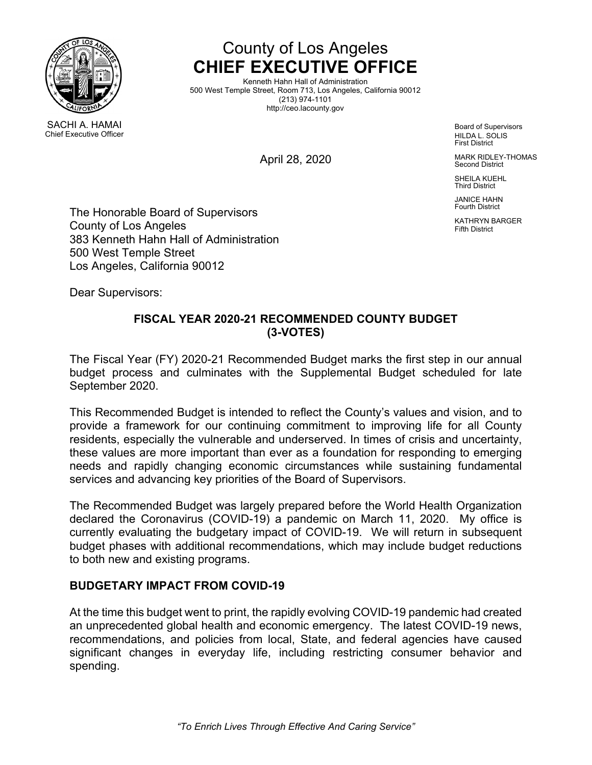# County of Los Angeles
## CHIEF EXECUTIVE OFFICE

Kenneth Hahn Hall of Administration
500 West Temple Street, Room 713, Los Angeles, California 90012
(213) 974-1101
http://ceo.lacounty.gov

SACHI A. HAMAI
Chief Executive Officer

Board of Supervisors
HILDA L. SOLIS
First District

MARK RIDLEY-THOMAS
Second District

SHEILA KUEHL
Third District

JANICE HAHN
Fourth District

KATHRYN BARGER
Fifth District

April 28, 2020

The Honorable Board of Supervisors
County of Los Angeles
383 Kenneth Hahn Hall of Administration
500 West Temple Street
Los Angeles, California 90012

Dear Supervisors:

**FISCAL YEAR 2020-21 RECOMMENDED COUNTY BUDGET (3-VOTES)**

The Fiscal Year (FY) 2020-21 Recommended Budget marks the first step in our annual budget process and culminates with the Supplemental Budget scheduled for late September 2020.

This Recommended Budget is intended to reflect the County's values and vision, and to provide a framework for our continuing commitment to improving life for all County residents, especially the vulnerable and underserved. In times of crisis and uncertainty, these values are more important than ever as a foundation for responding to emerging needs and rapidly changing economic circumstances while sustaining fundamental services and advancing key priorities of the Board of Supervisors.

The Recommended Budget was largely prepared before the World Health Organization declared the Coronavirus (COVID-19) a pandemic on March 11, 2020. My office is currently evaluating the budgetary impact of COVID-19. We will return in subsequent budget phases with additional recommendations, which may include budget reductions to both new and existing programs.

**BUDGETARY IMPACT FROM COVID-19**

At the time this budget went to print, the rapidly evolving COVID-19 pandemic had created an unprecedented global health and economic emergency. The latest COVID-19 news, recommendations, and policies from local, State, and federal agencies have caused significant changes in everyday life, including restricting consumer behavior and spending.

*"To Enrich Lives Through Effective And Caring Service"*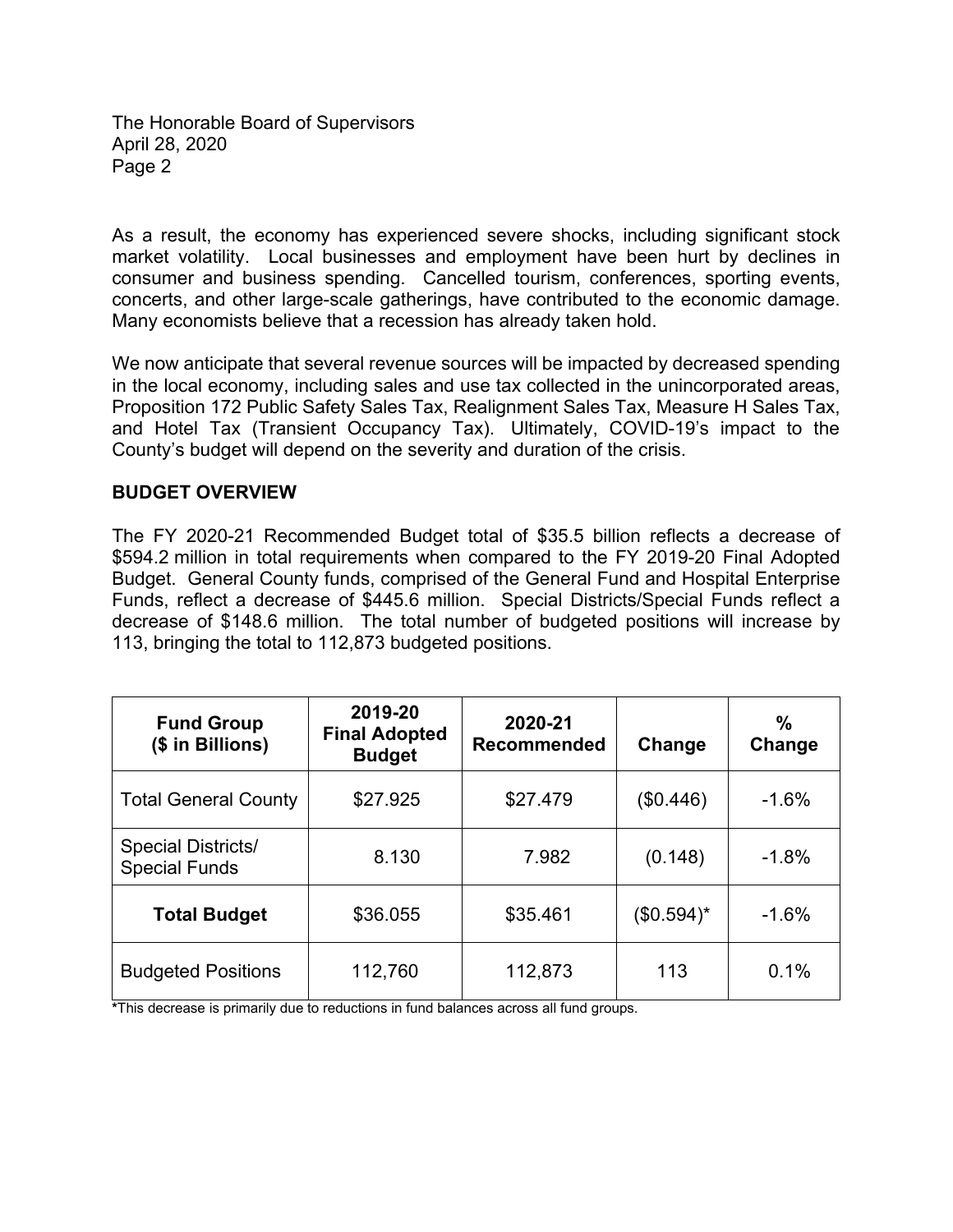As a result, the economy has experienced severe shocks, including significant stock market volatility. Local businesses and employment have been hurt by declines in consumer and business spending. Cancelled tourism, conferences, sporting events, concerts, and other large-scale gatherings, have contributed to the economic damage. Many economists believe that a recession has already taken hold.

We now anticipate that several revenue sources will be impacted by decreased spending in the local economy, including sales and use tax collected in the unincorporated areas, Proposition 172 Public Safety Sales Tax, Realignment Sales Tax, Measure H Sales Tax, and Hotel Tax (Transient Occupancy Tax). Ultimately, COVID-19's impact to the County's budget will depend on the severity and duration of the crisis.

## BUDGET OVERVIEW

The FY 2020-21 Recommended Budget total of $35.5 billion reflects a decrease of $594.2 million in total requirements when compared to the FY 2019-20 Final Adopted Budget. General County funds, comprised of the General Fund and Hospital Enterprise Funds, reflect a decrease of $445.6 million. Special Districts/Special Funds reflect a decrease of $148.6 million. The total number of budgeted positions will increase by 113, bringing the total to 112,873 budgeted positions.

| Fund Group ($ in Billions) | 2019-20 Final Adopted Budget | 2020-21 Recommended | Change | % Change |
|---|---|---|---|---|
| Total General County | $27.925 | $27.479 | ($0.446) | -1.6% |
| Special Districts/ Special Funds | 8.130 | 7.982 | (0.148) | -1.8% |
| **Total Budget** | $36.055 | $35.461 | ($0.594)* | -1.6% |
| Budgeted Positions | 112,760 | 112,873 | 113 | 0.1% |

*This decrease is primarily due to reductions in fund balances across all fund groups.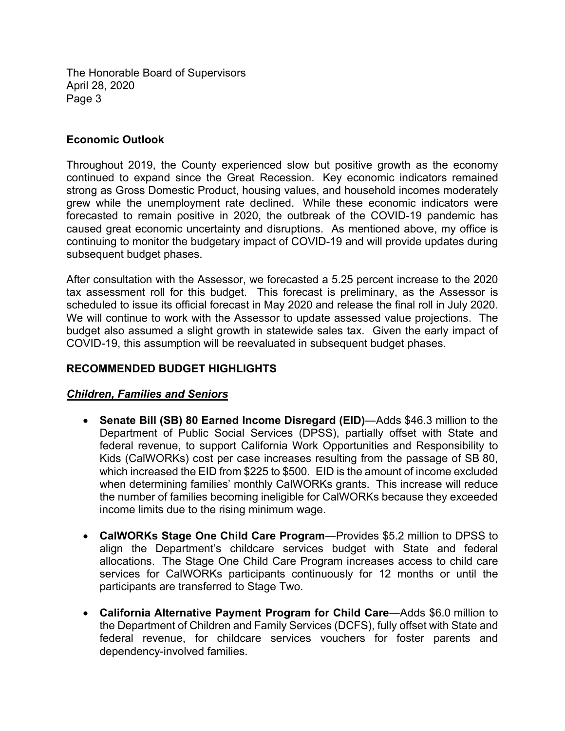## Economic Outlook

Throughout 2019, the County experienced slow but positive growth as the economy continued to expand since the Great Recession. Key economic indicators remained strong as Gross Domestic Product, housing values, and household incomes moderately grew while the unemployment rate declined. While these economic indicators were forecasted to remain positive in 2020, the outbreak of the COVID-19 pandemic has caused great economic uncertainty and disruptions. As mentioned above, my office is continuing to monitor the budgetary impact of COVID-19 and will provide updates during subsequent budget phases.

After consultation with the Assessor, we forecasted a 5.25 percent increase to the 2020 tax assessment roll for this budget. This forecast is preliminary, as the Assessor is scheduled to issue its official forecast in May 2020 and release the final roll in July 2020. We will continue to work with the Assessor to update assessed value projections. The budget also assumed a slight growth in statewide sales tax. Given the early impact of COVID-19, this assumption will be reevaluated in subsequent budget phases.

## RECOMMENDED BUDGET HIGHLIGHTS

### ***Children, Families and Seniors***

- **Senate Bill (SB) 80 Earned Income Disregard (EID)**—Adds $46.3 million to the Department of Public Social Services (DPSS), partially offset with State and federal revenue, to support California Work Opportunities and Responsibility to Kids (CalWORKs) cost per case increases resulting from the passage of SB 80, which increased the EID from $225 to $500. EID is the amount of income excluded when determining families' monthly CalWORKs grants. This increase will reduce the number of families becoming ineligible for CalWORKs because they exceeded income limits due to the rising minimum wage.

- **CalWORKs Stage One Child Care Program**—Provides $5.2 million to DPSS to align the Department's childcare services budget with State and federal allocations. The Stage One Child Care Program increases access to child care services for CalWORKs participants continuously for 12 months or until the participants are transferred to Stage Two.

- **California Alternative Payment Program for Child Care**—Adds $6.0 million to the Department of Children and Family Services (DCFS), fully offset with State and federal revenue, for childcare services vouchers for foster parents and dependency-involved families.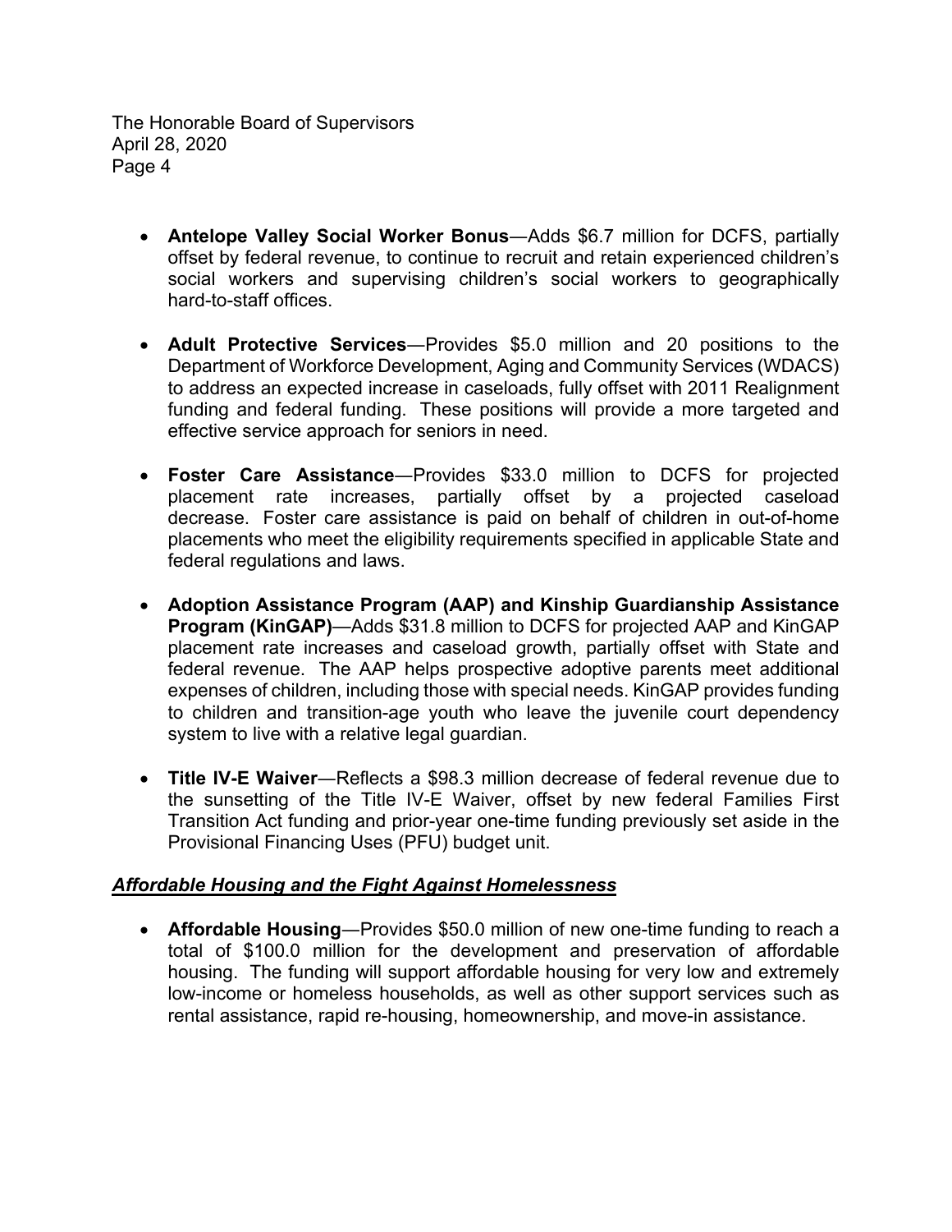- **Antelope Valley Social Worker Bonus**—Adds $6.7 million for DCFS, partially offset by federal revenue, to continue to recruit and retain experienced children's social workers and supervising children's social workers to geographically hard-to-staff offices.

- **Adult Protective Services**—Provides $5.0 million and 20 positions to the Department of Workforce Development, Aging and Community Services (WDACS) to address an expected increase in caseloads, fully offset with 2011 Realignment funding and federal funding. These positions will provide a more targeted and effective service approach for seniors in need.

- **Foster Care Assistance**—Provides $33.0 million to DCFS for projected placement rate increases, partially offset by a projected caseload decrease. Foster care assistance is paid on behalf of children in out-of-home placements who meet the eligibility requirements specified in applicable State and federal regulations and laws.

- **Adoption Assistance Program (AAP) and Kinship Guardianship Assistance Program (KinGAP)**—Adds $31.8 million to DCFS for projected AAP and KinGAP placement rate increases and caseload growth, partially offset with State and federal revenue. The AAP helps prospective adoptive parents meet additional expenses of children, including those with special needs. KinGAP provides funding to children and transition-age youth who leave the juvenile court dependency system to live with a relative legal guardian.

- **Title IV-E Waiver**—Reflects a $98.3 million decrease of federal revenue due to the sunsetting of the Title IV-E Waiver, offset by new federal Families First Transition Act funding and prior-year one-time funding previously set aside in the Provisional Financing Uses (PFU) budget unit.

***Affordable Housing and the Fight Against Homelessness***

- **Affordable Housing**—Provides $50.0 million of new one-time funding to reach a total of $100.0 million for the development and preservation of affordable housing. The funding will support affordable housing for very low and extremely low-income or homeless households, as well as other support services such as rental assistance, rapid re-housing, homeownership, and move-in assistance.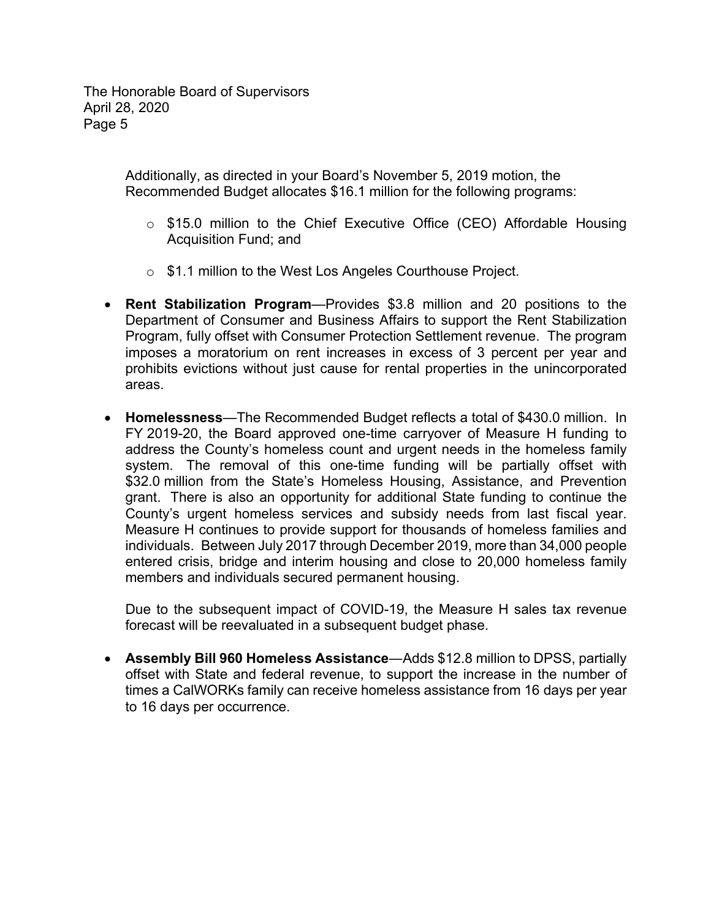Additionally, as directed in your Board's November 5, 2019 motion, the Recommended Budget allocates $16.1 million for the following programs:

- $15.0 million to the Chief Executive Office (CEO) Affordable Housing Acquisition Fund; and
- $1.1 million to the West Los Angeles Courthouse Project.

- **Rent Stabilization Program**—Provides $3.8 million and 20 positions to the Department of Consumer and Business Affairs to support the Rent Stabilization Program, fully offset with Consumer Protection Settlement revenue. The program imposes a moratorium on rent increases in excess of 3 percent per year and prohibits evictions without just cause for rental properties in the unincorporated areas.

- **Homelessness**—The Recommended Budget reflects a total of $430.0 million. In FY 2019-20, the Board approved one-time carryover of Measure H funding to address the County's homeless count and urgent needs in the homeless family system. The removal of this one-time funding will be partially offset with $32.0 million from the State's Homeless Housing, Assistance, and Prevention grant. There is also an opportunity for additional State funding to continue the County's urgent homeless services and subsidy needs from last fiscal year. Measure H continues to provide support for thousands of homeless families and individuals. Between July 2017 through December 2019, more than 34,000 people entered crisis, bridge and interim housing and close to 20,000 homeless family members and individuals secured permanent housing.

  Due to the subsequent impact of COVID-19, the Measure H sales tax revenue forecast will be reevaluated in a subsequent budget phase.

- **Assembly Bill 960 Homeless Assistance**—Adds $12.8 million to DPSS, partially offset with State and federal revenue, to support the increase in the number of times a CalWORKs family can receive homeless assistance from 16 days per year to 16 days per occurrence.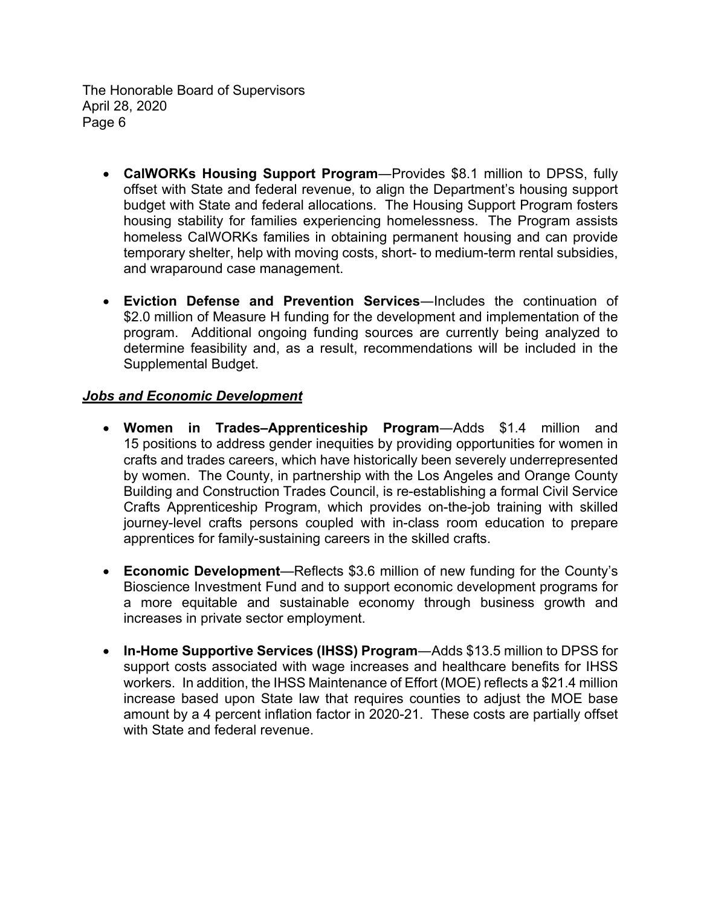- **CalWORKs Housing Support Program**—Provides $8.1 million to DPSS, fully offset with State and federal revenue, to align the Department's housing support budget with State and federal allocations. The Housing Support Program fosters housing stability for families experiencing homelessness. The Program assists homeless CalWORKs families in obtaining permanent housing and can provide temporary shelter, help with moving costs, short- to medium-term rental subsidies, and wraparound case management.

- **Eviction Defense and Prevention Services**—Includes the continuation of $2.0 million of Measure H funding for the development and implementation of the program. Additional ongoing funding sources are currently being analyzed to determine feasibility and, as a result, recommendations will be included in the Supplemental Budget.

***Jobs and Economic Development***

- **Women in Trades–Apprenticeship Program**—Adds $1.4 million and 15 positions to address gender inequities by providing opportunities for women in crafts and trades careers, which have historically been severely underrepresented by women. The County, in partnership with the Los Angeles and Orange County Building and Construction Trades Council, is re-establishing a formal Civil Service Crafts Apprenticeship Program, which provides on-the-job training with skilled journey-level crafts persons coupled with in-class room education to prepare apprentices for family-sustaining careers in the skilled crafts.

- **Economic Development**—Reflects $3.6 million of new funding for the County's Bioscience Investment Fund and to support economic development programs for a more equitable and sustainable economy through business growth and increases in private sector employment.

- **In-Home Supportive Services (IHSS) Program**—Adds $13.5 million to DPSS for support costs associated with wage increases and healthcare benefits for IHSS workers. In addition, the IHSS Maintenance of Effort (MOE) reflects a $21.4 million increase based upon State law that requires counties to adjust the MOE base amount by a 4 percent inflation factor in 2020-21. These costs are partially offset with State and federal revenue.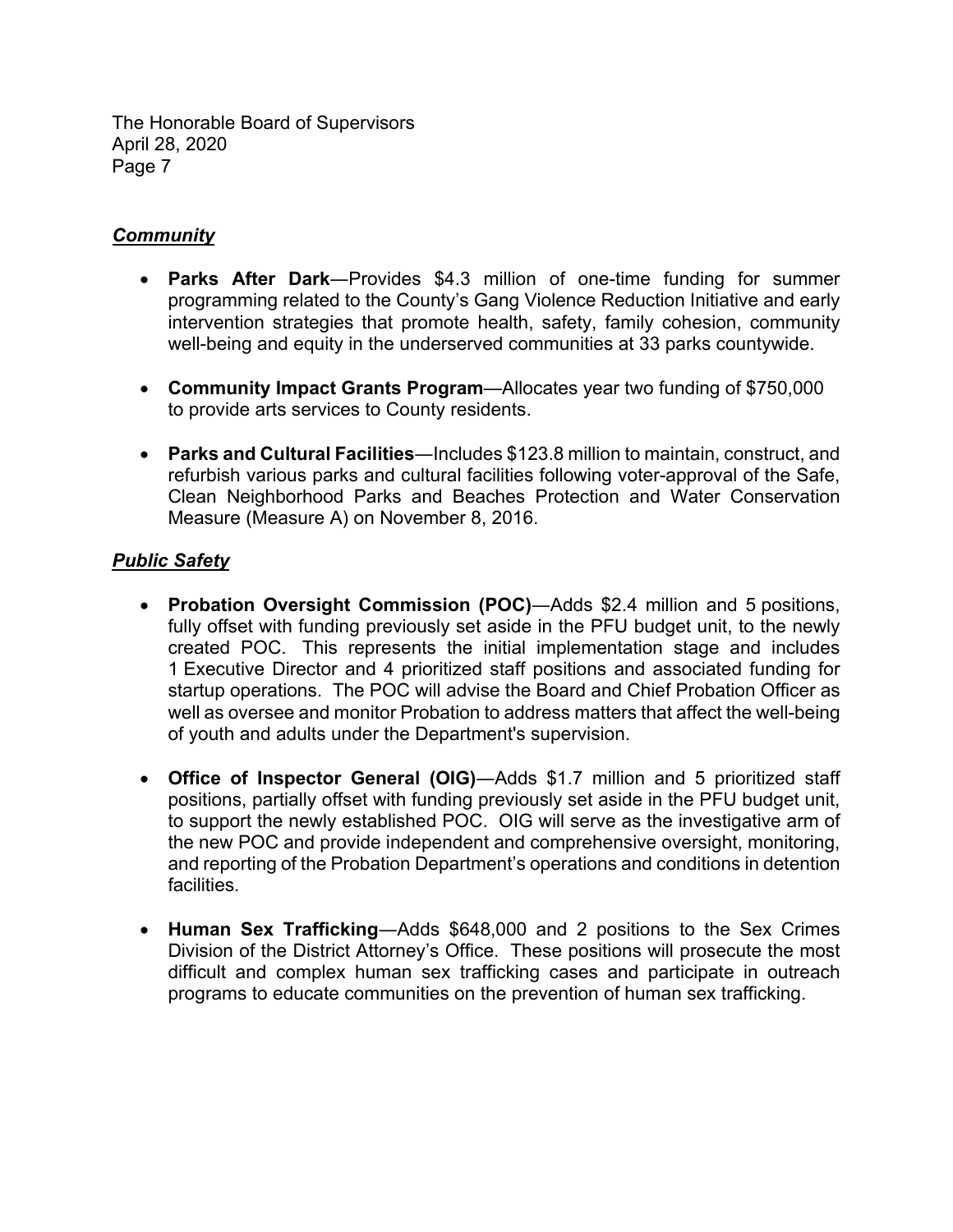***Community***

- **Parks After Dark**—Provides $4.3 million of one-time funding for summer programming related to the County's Gang Violence Reduction Initiative and early intervention strategies that promote health, safety, family cohesion, community well-being and equity in the underserved communities at 33 parks countywide.

- **Community Impact Grants Program**—Allocates year two funding of $750,000 to provide arts services to County residents.

- **Parks and Cultural Facilities**—Includes $123.8 million to maintain, construct, and refurbish various parks and cultural facilities following voter-approval of the Safe, Clean Neighborhood Parks and Beaches Protection and Water Conservation Measure (Measure A) on November 8, 2016.

***Public Safety***

- **Probation Oversight Commission (POC)**—Adds $2.4 million and 5 positions, fully offset with funding previously set aside in the PFU budget unit, to the newly created POC. This represents the initial implementation stage and includes 1 Executive Director and 4 prioritized staff positions and associated funding for startup operations. The POC will advise the Board and Chief Probation Officer as well as oversee and monitor Probation to address matters that affect the well-being of youth and adults under the Department's supervision.

- **Office of Inspector General (OIG)**—Adds $1.7 million and 5 prioritized staff positions, partially offset with funding previously set aside in the PFU budget unit, to support the newly established POC. OIG will serve as the investigative arm of the new POC and provide independent and comprehensive oversight, monitoring, and reporting of the Probation Department's operations and conditions in detention facilities.

- **Human Sex Trafficking**—Adds $648,000 and 2 positions to the Sex Crimes Division of the District Attorney's Office. These positions will prosecute the most difficult and complex human sex trafficking cases and participate in outreach programs to educate communities on the prevention of human sex trafficking.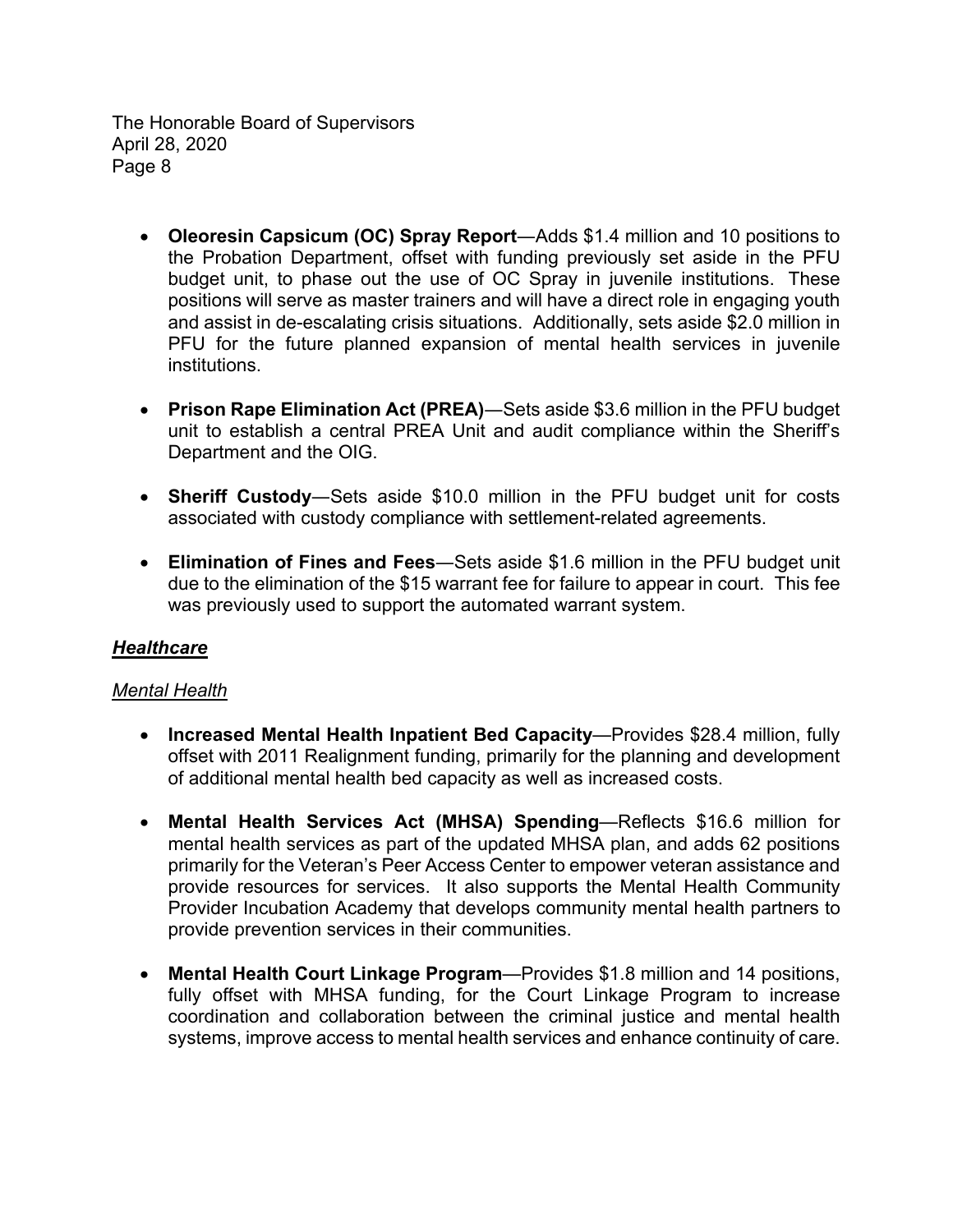- **Oleoresin Capsicum (OC) Spray Report**—Adds $1.4 million and 10 positions to the Probation Department, offset with funding previously set aside in the PFU budget unit, to phase out the use of OC Spray in juvenile institutions. These positions will serve as master trainers and will have a direct role in engaging youth and assist in de-escalating crisis situations. Additionally, sets aside $2.0 million in PFU for the future planned expansion of mental health services in juvenile institutions.

- **Prison Rape Elimination Act (PREA)**—Sets aside $3.6 million in the PFU budget unit to establish a central PREA Unit and audit compliance within the Sheriff's Department and the OIG.

- **Sheriff Custody**—Sets aside $10.0 million in the PFU budget unit for costs associated with custody compliance with settlement-related agreements.

- **Elimination of Fines and Fees**—Sets aside $1.6 million in the PFU budget unit due to the elimination of the $15 warrant fee for failure to appear in court. This fee was previously used to support the automated warrant system.

## ***Healthcare***

### *Mental Health*

- **Increased Mental Health Inpatient Bed Capacity**—Provides $28.4 million, fully offset with 2011 Realignment funding, primarily for the planning and development of additional mental health bed capacity as well as increased costs.

- **Mental Health Services Act (MHSA) Spending**—Reflects $16.6 million for mental health services as part of the updated MHSA plan, and adds 62 positions primarily for the Veteran's Peer Access Center to empower veteran assistance and provide resources for services. It also supports the Mental Health Community Provider Incubation Academy that develops community mental health partners to provide prevention services in their communities.

- **Mental Health Court Linkage Program**—Provides $1.8 million and 14 positions, fully offset with MHSA funding, for the Court Linkage Program to increase coordination and collaboration between the criminal justice and mental health systems, improve access to mental health services and enhance continuity of care.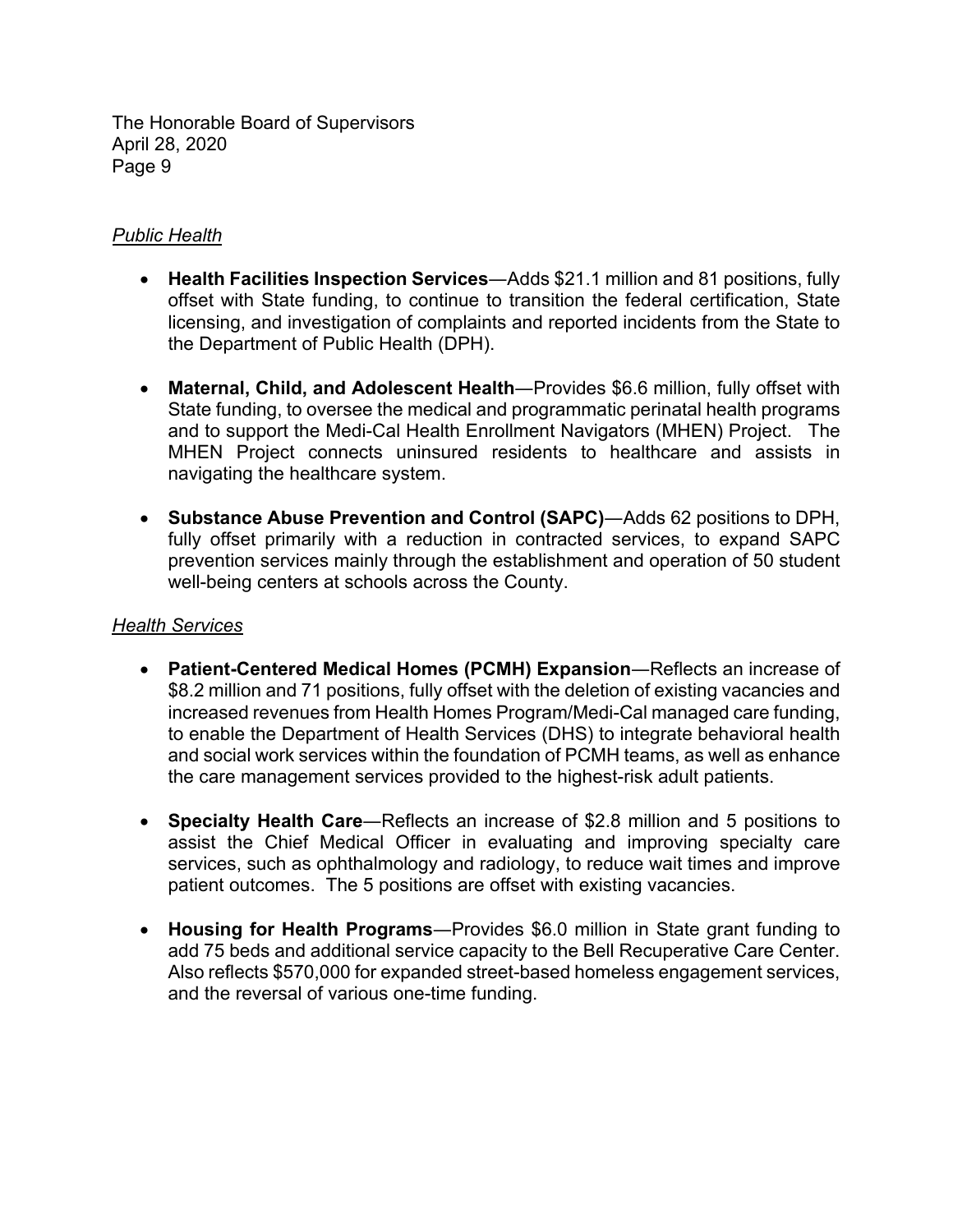*Public Health*

- **Health Facilities Inspection Services**—Adds $21.1 million and 81 positions, fully offset with State funding, to continue to transition the federal certification, State licensing, and investigation of complaints and reported incidents from the State to the Department of Public Health (DPH).

- **Maternal, Child, and Adolescent Health**—Provides $6.6 million, fully offset with State funding, to oversee the medical and programmatic perinatal health programs and to support the Medi-Cal Health Enrollment Navigators (MHEN) Project. The MHEN Project connects uninsured residents to healthcare and assists in navigating the healthcare system.

- **Substance Abuse Prevention and Control (SAPC)**—Adds 62 positions to DPH, fully offset primarily with a reduction in contracted services, to expand SAPC prevention services mainly through the establishment and operation of 50 student well-being centers at schools across the County.

*Health Services*

- **Patient-Centered Medical Homes (PCMH) Expansion**—Reflects an increase of $8.2 million and 71 positions, fully offset with the deletion of existing vacancies and increased revenues from Health Homes Program/Medi-Cal managed care funding, to enable the Department of Health Services (DHS) to integrate behavioral health and social work services within the foundation of PCMH teams, as well as enhance the care management services provided to the highest-risk adult patients.

- **Specialty Health Care**—Reflects an increase of $2.8 million and 5 positions to assist the Chief Medical Officer in evaluating and improving specialty care services, such as ophthalmology and radiology, to reduce wait times and improve patient outcomes. The 5 positions are offset with existing vacancies.

- **Housing for Health Programs**—Provides $6.0 million in State grant funding to add 75 beds and additional service capacity to the Bell Recuperative Care Center. Also reflects $570,000 for expanded street-based homeless engagement services, and the reversal of various one-time funding.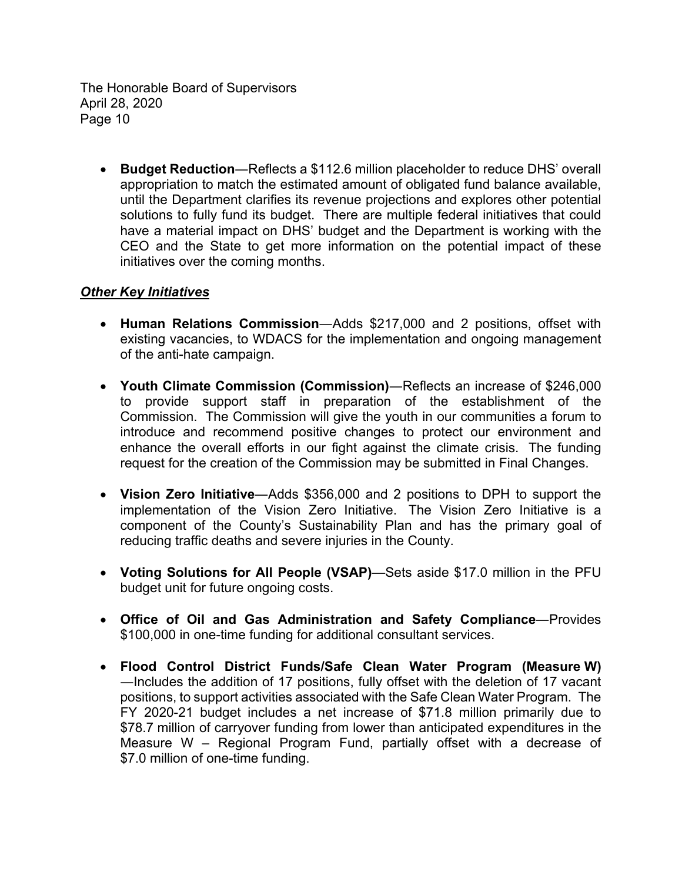- **Budget Reduction**—Reflects a $112.6 million placeholder to reduce DHS' overall appropriation to match the estimated amount of obligated fund balance available, until the Department clarifies its revenue projections and explores other potential solutions to fully fund its budget. There are multiple federal initiatives that could have a material impact on DHS' budget and the Department is working with the CEO and the State to get more information on the potential impact of these initiatives over the coming months.

***Other Key Initiatives***

- **Human Relations Commission**—Adds $217,000 and 2 positions, offset with existing vacancies, to WDACS for the implementation and ongoing management of the anti-hate campaign.
- **Youth Climate Commission (Commission)**—Reflects an increase of $246,000 to provide support staff in preparation of the establishment of the Commission. The Commission will give the youth in our communities a forum to introduce and recommend positive changes to protect our environment and enhance the overall efforts in our fight against the climate crisis. The funding request for the creation of the Commission may be submitted in Final Changes.
- **Vision Zero Initiative**—Adds $356,000 and 2 positions to DPH to support the implementation of the Vision Zero Initiative. The Vision Zero Initiative is a component of the County's Sustainability Plan and has the primary goal of reducing traffic deaths and severe injuries in the County.
- **Voting Solutions for All People (VSAP)**—Sets aside $17.0 million in the PFU budget unit for future ongoing costs.
- **Office of Oil and Gas Administration and Safety Compliance**—Provides $100,000 in one-time funding for additional consultant services.
- **Flood Control District Funds/Safe Clean Water Program (Measure W)**—Includes the addition of 17 positions, fully offset with the deletion of 17 vacant positions, to support activities associated with the Safe Clean Water Program. The FY 2020-21 budget includes a net increase of $71.8 million primarily due to $78.7 million of carryover funding from lower than anticipated expenditures in the Measure W – Regional Program Fund, partially offset with a decrease of $7.0 million of one-time funding.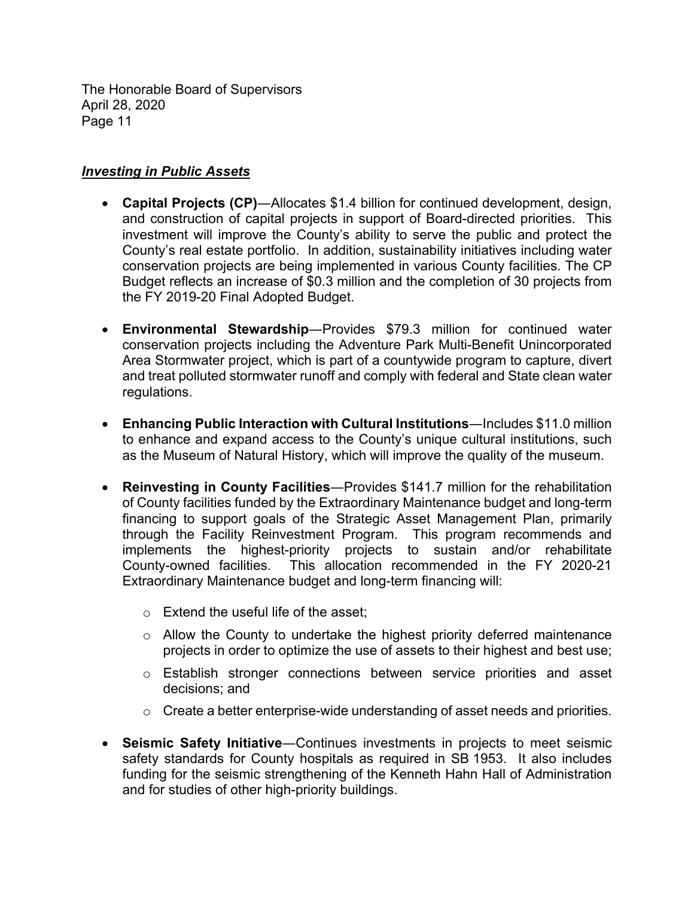***Investing in Public Assets***

- **Capital Projects (CP)**—Allocates $1.4 billion for continued development, design, and construction of capital projects in support of Board-directed priorities. This investment will improve the County's ability to serve the public and protect the County's real estate portfolio. In addition, sustainability initiatives including water conservation projects are being implemented in various County facilities. The CP Budget reflects an increase of $0.3 million and the completion of 30 projects from the FY 2019-20 Final Adopted Budget.

- **Environmental Stewardship**—Provides $79.3 million for continued water conservation projects including the Adventure Park Multi-Benefit Unincorporated Area Stormwater project, which is part of a countywide program to capture, divert and treat polluted stormwater runoff and comply with federal and State clean water regulations.

- **Enhancing Public Interaction with Cultural Institutions**—Includes $11.0 million to enhance and expand access to the County's unique cultural institutions, such as the Museum of Natural History, which will improve the quality of the museum.

- **Reinvesting in County Facilities**—Provides $141.7 million for the rehabilitation of County facilities funded by the Extraordinary Maintenance budget and long-term financing to support goals of the Strategic Asset Management Plan, primarily through the Facility Reinvestment Program. This program recommends and implements the highest-priority projects to sustain and/or rehabilitate County-owned facilities. This allocation recommended in the FY 2020-21 Extraordinary Maintenance budget and long-term financing will:

  - Extend the useful life of the asset;
  - Allow the County to undertake the highest priority deferred maintenance projects in order to optimize the use of assets to their highest and best use;
  - Establish stronger connections between service priorities and asset decisions; and
  - Create a better enterprise-wide understanding of asset needs and priorities.

- **Seismic Safety Initiative**—Continues investments in projects to meet seismic safety standards for County hospitals as required in SB 1953. It also includes funding for the seismic strengthening of the Kenneth Hahn Hall of Administration and for studies of other high-priority buildings.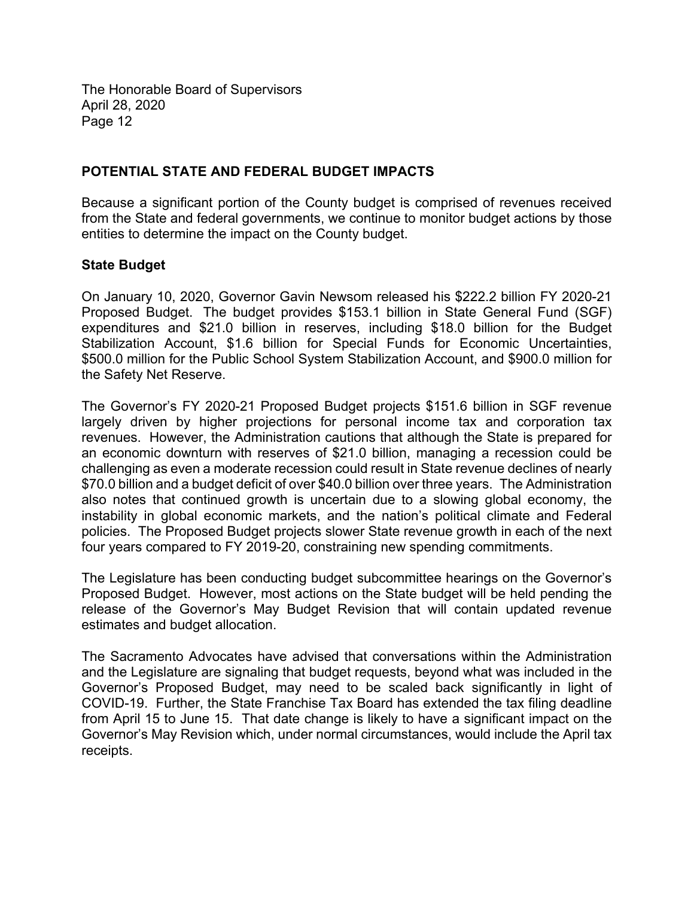## POTENTIAL STATE AND FEDERAL BUDGET IMPACTS

Because a significant portion of the County budget is comprised of revenues received from the State and federal governments, we continue to monitor budget actions by those entities to determine the impact on the County budget.

### State Budget

On January 10, 2020, Governor Gavin Newsom released his $222.2 billion FY 2020-21 Proposed Budget. The budget provides $153.1 billion in State General Fund (SGF) expenditures and $21.0 billion in reserves, including $18.0 billion for the Budget Stabilization Account, $1.6 billion for Special Funds for Economic Uncertainties, $500.0 million for the Public School System Stabilization Account, and $900.0 million for the Safety Net Reserve.

The Governor's FY 2020-21 Proposed Budget projects $151.6 billion in SGF revenue largely driven by higher projections for personal income tax and corporation tax revenues. However, the Administration cautions that although the State is prepared for an economic downturn with reserves of $21.0 billion, managing a recession could be challenging as even a moderate recession could result in State revenue declines of nearly $70.0 billion and a budget deficit of over $40.0 billion over three years. The Administration also notes that continued growth is uncertain due to a slowing global economy, the instability in global economic markets, and the nation's political climate and Federal policies. The Proposed Budget projects slower State revenue growth in each of the next four years compared to FY 2019-20, constraining new spending commitments.

The Legislature has been conducting budget subcommittee hearings on the Governor's Proposed Budget. However, most actions on the State budget will be held pending the release of the Governor's May Budget Revision that will contain updated revenue estimates and budget allocation.

The Sacramento Advocates have advised that conversations within the Administration and the Legislature are signaling that budget requests, beyond what was included in the Governor's Proposed Budget, may need to be scaled back significantly in light of COVID-19. Further, the State Franchise Tax Board has extended the tax filing deadline from April 15 to June 15. That date change is likely to have a significant impact on the Governor's May Revision which, under normal circumstances, would include the April tax receipts.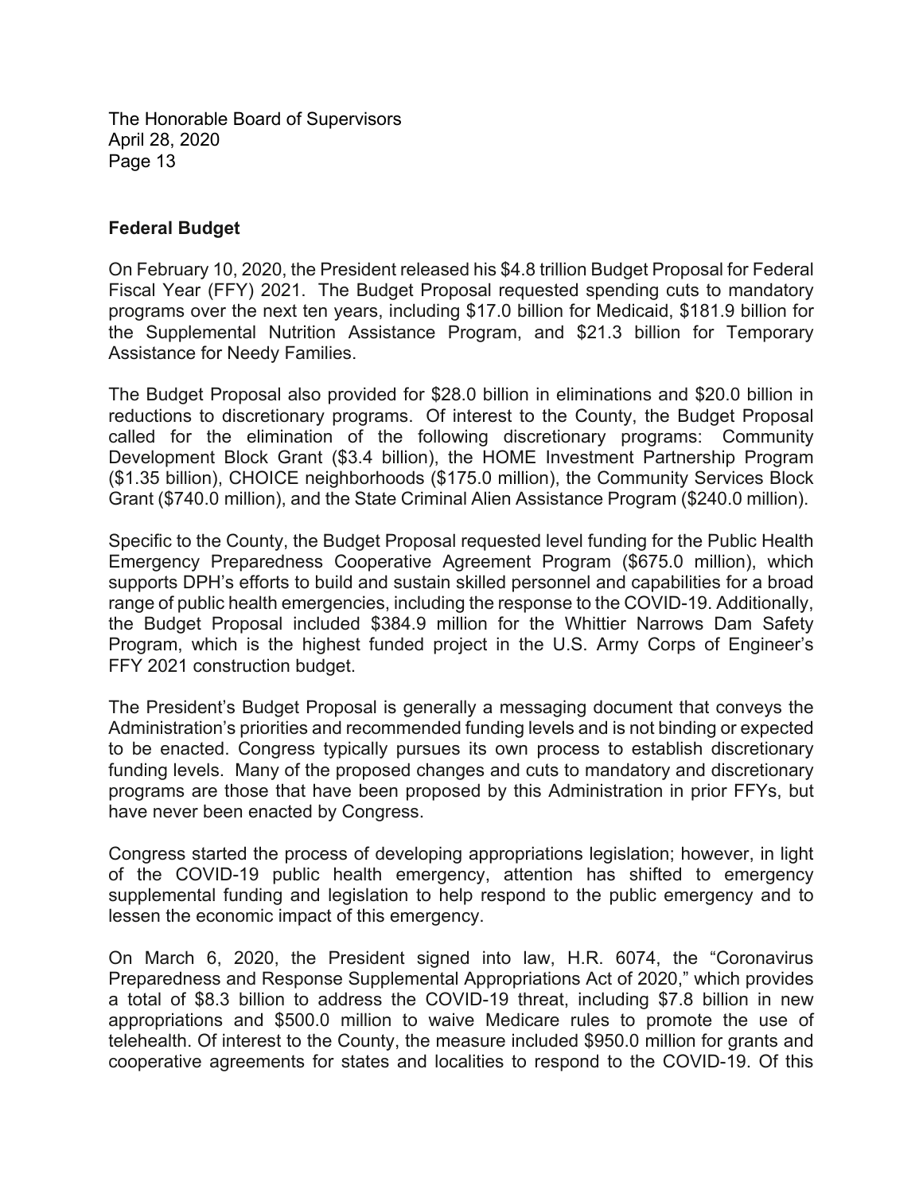**Federal Budget**

On February 10, 2020, the President released his $4.8 trillion Budget Proposal for Federal Fiscal Year (FFY) 2021. The Budget Proposal requested spending cuts to mandatory programs over the next ten years, including $17.0 billion for Medicaid, $181.9 billion for the Supplemental Nutrition Assistance Program, and $21.3 billion for Temporary Assistance for Needy Families.

The Budget Proposal also provided for $28.0 billion in eliminations and $20.0 billion in reductions to discretionary programs. Of interest to the County, the Budget Proposal called for the elimination of the following discretionary programs: Community Development Block Grant ($3.4 billion), the HOME Investment Partnership Program ($1.35 billion), CHOICE neighborhoods ($175.0 million), the Community Services Block Grant ($740.0 million), and the State Criminal Alien Assistance Program ($240.0 million).

Specific to the County, the Budget Proposal requested level funding for the Public Health Emergency Preparedness Cooperative Agreement Program ($675.0 million), which supports DPH's efforts to build and sustain skilled personnel and capabilities for a broad range of public health emergencies, including the response to the COVID-19. Additionally, the Budget Proposal included $384.9 million for the Whittier Narrows Dam Safety Program, which is the highest funded project in the U.S. Army Corps of Engineer's FFY 2021 construction budget.

The President's Budget Proposal is generally a messaging document that conveys the Administration's priorities and recommended funding levels and is not binding or expected to be enacted. Congress typically pursues its own process to establish discretionary funding levels. Many of the proposed changes and cuts to mandatory and discretionary programs are those that have been proposed by this Administration in prior FFYs, but have never been enacted by Congress.

Congress started the process of developing appropriations legislation; however, in light of the COVID-19 public health emergency, attention has shifted to emergency supplemental funding and legislation to help respond to the public emergency and to lessen the economic impact of this emergency.

On March 6, 2020, the President signed into law, H.R. 6074, the "Coronavirus Preparedness and Response Supplemental Appropriations Act of 2020," which provides a total of $8.3 billion to address the COVID-19 threat, including $7.8 billion in new appropriations and $500.0 million to waive Medicare rules to promote the use of telehealth. Of interest to the County, the measure included $950.0 million for grants and cooperative agreements for states and localities to respond to the COVID-19. Of this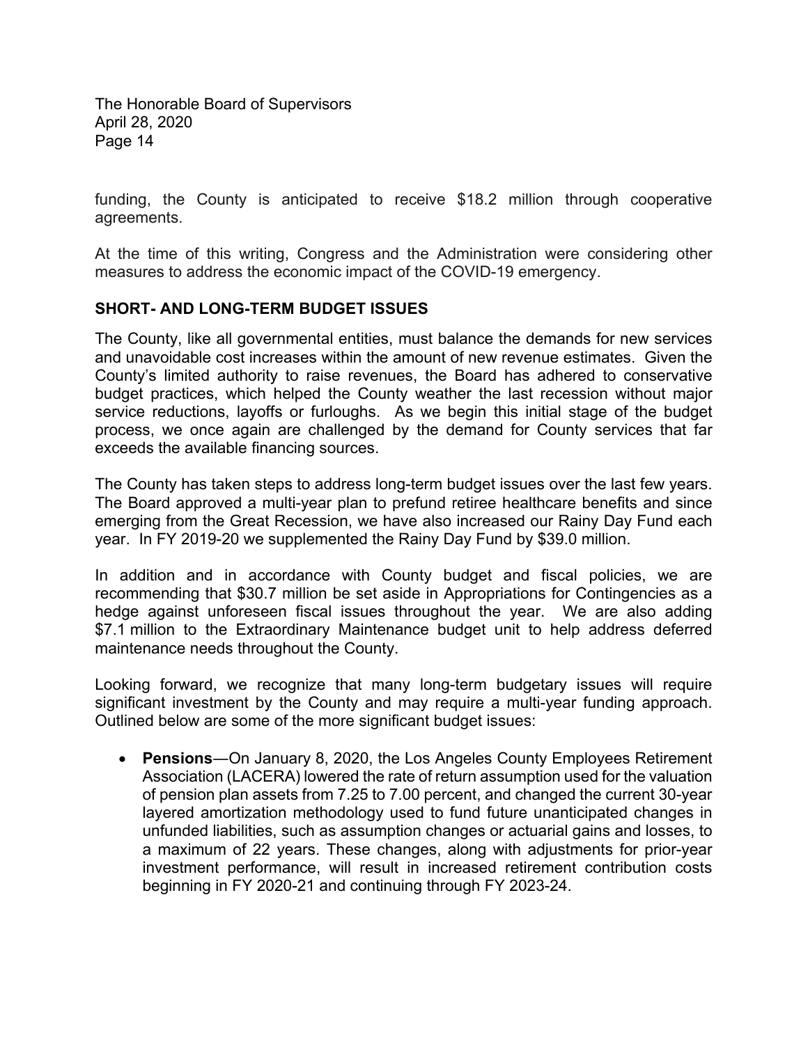funding, the County is anticipated to receive $18.2 million through cooperative agreements.

At the time of this writing, Congress and the Administration were considering other measures to address the economic impact of the COVID-19 emergency.

## SHORT- AND LONG-TERM BUDGET ISSUES

The County, like all governmental entities, must balance the demands for new services and unavoidable cost increases within the amount of new revenue estimates. Given the County's limited authority to raise revenues, the Board has adhered to conservative budget practices, which helped the County weather the last recession without major service reductions, layoffs or furloughs. As we begin this initial stage of the budget process, we once again are challenged by the demand for County services that far exceeds the available financing sources.

The County has taken steps to address long-term budget issues over the last few years. The Board approved a multi-year plan to prefund retiree healthcare benefits and since emerging from the Great Recession, we have also increased our Rainy Day Fund each year. In FY 2019-20 we supplemented the Rainy Day Fund by $39.0 million.

In addition and in accordance with County budget and fiscal policies, we are recommending that $30.7 million be set aside in Appropriations for Contingencies as a hedge against unforeseen fiscal issues throughout the year. We are also adding $7.1 million to the Extraordinary Maintenance budget unit to help address deferred maintenance needs throughout the County.

Looking forward, we recognize that many long-term budgetary issues will require significant investment by the County and may require a multi-year funding approach. Outlined below are some of the more significant budget issues:

- **Pensions**—On January 8, 2020, the Los Angeles County Employees Retirement Association (LACERA) lowered the rate of return assumption used for the valuation of pension plan assets from 7.25 to 7.00 percent, and changed the current 30-year layered amortization methodology used to fund future unanticipated changes in unfunded liabilities, such as assumption changes or actuarial gains and losses, to a maximum of 22 years. These changes, along with adjustments for prior-year investment performance, will result in increased retirement contribution costs beginning in FY 2020-21 and continuing through FY 2023-24.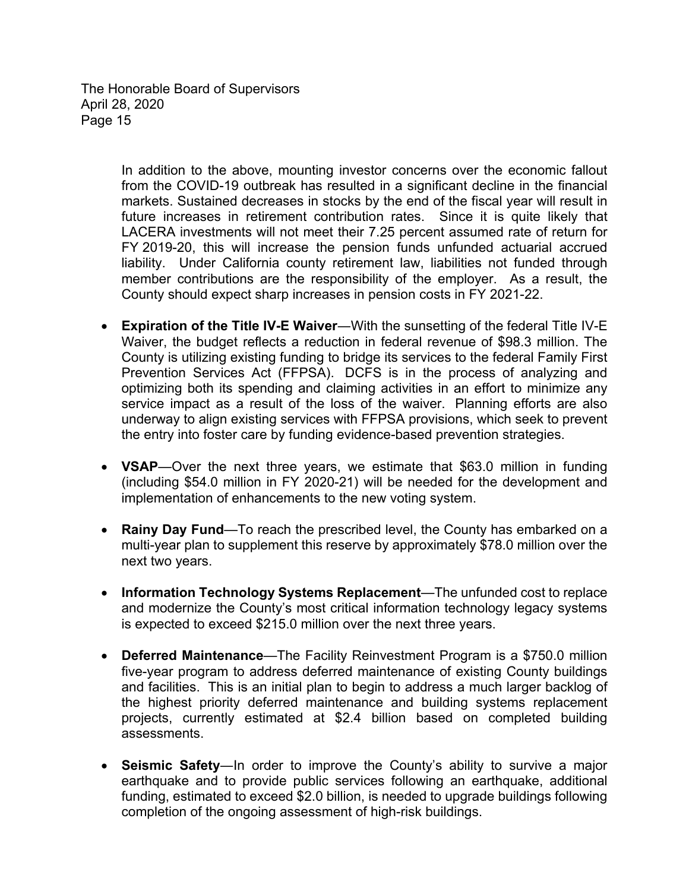In addition to the above, mounting investor concerns over the economic fallout from the COVID-19 outbreak has resulted in a significant decline in the financial markets. Sustained decreases in stocks by the end of the fiscal year will result in future increases in retirement contribution rates. Since it is quite likely that LACERA investments will not meet their 7.25 percent assumed rate of return for FY 2019-20, this will increase the pension funds unfunded actuarial accrued liability. Under California county retirement law, liabilities not funded through member contributions are the responsibility of the employer. As a result, the County should expect sharp increases in pension costs in FY 2021-22.

- **Expiration of the Title IV-E Waiver**—With the sunsetting of the federal Title IV-E Waiver, the budget reflects a reduction in federal revenue of $98.3 million. The County is utilizing existing funding to bridge its services to the federal Family First Prevention Services Act (FFPSA). DCFS is in the process of analyzing and optimizing both its spending and claiming activities in an effort to minimize any service impact as a result of the loss of the waiver. Planning efforts are also underway to align existing services with FFPSA provisions, which seek to prevent the entry into foster care by funding evidence-based prevention strategies.

- **VSAP**—Over the next three years, we estimate that $63.0 million in funding (including $54.0 million in FY 2020-21) will be needed for the development and implementation of enhancements to the new voting system.

- **Rainy Day Fund**—To reach the prescribed level, the County has embarked on a multi-year plan to supplement this reserve by approximately $78.0 million over the next two years.

- **Information Technology Systems Replacement**—The unfunded cost to replace and modernize the County's most critical information technology legacy systems is expected to exceed $215.0 million over the next three years.

- **Deferred Maintenance**—The Facility Reinvestment Program is a $750.0 million five-year program to address deferred maintenance of existing County buildings and facilities. This is an initial plan to begin to address a much larger backlog of the highest priority deferred maintenance and building systems replacement projects, currently estimated at $2.4 billion based on completed building assessments.

- **Seismic Safety**—In order to improve the County's ability to survive a major earthquake and to provide public services following an earthquake, additional funding, estimated to exceed $2.0 billion, is needed to upgrade buildings following completion of the ongoing assessment of high-risk buildings.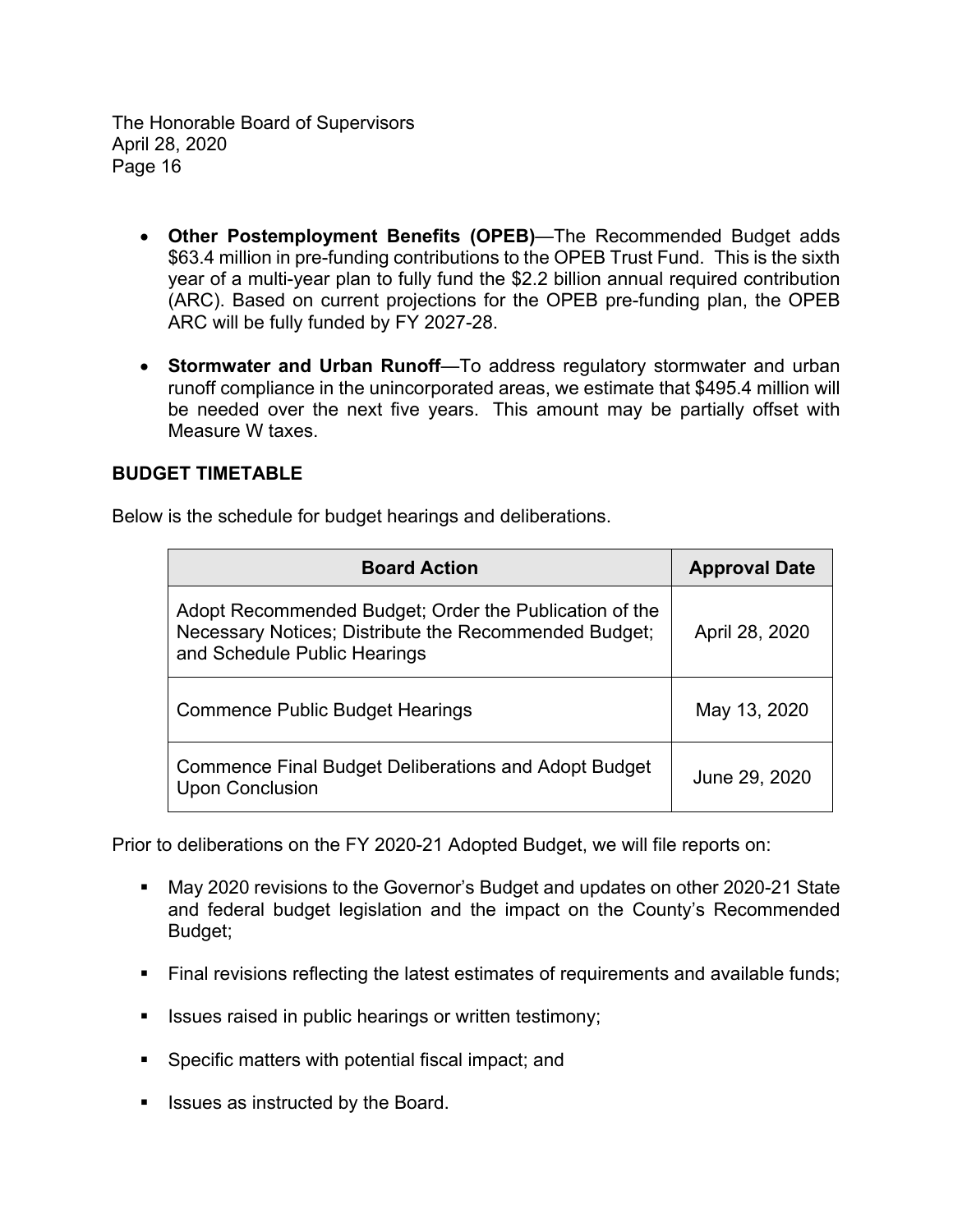- **Other Postemployment Benefits (OPEB)**—The Recommended Budget adds $63.4 million in pre-funding contributions to the OPEB Trust Fund. This is the sixth year of a multi-year plan to fully fund the $2.2 billion annual required contribution (ARC). Based on current projections for the OPEB pre-funding plan, the OPEB ARC will be fully funded by FY 2027-28.

- **Stormwater and Urban Runoff**—To address regulatory stormwater and urban runoff compliance in the unincorporated areas, we estimate that $495.4 million will be needed over the next five years. This amount may be partially offset with Measure W taxes.

## BUDGET TIMETABLE

Below is the schedule for budget hearings and deliberations.

| Board Action | Approval Date |
|---|---|
| Adopt Recommended Budget; Order the Publication of the Necessary Notices; Distribute the Recommended Budget; and Schedule Public Hearings | April 28, 2020 |
| Commence Public Budget Hearings | May 13, 2020 |
| Commence Final Budget Deliberations and Adopt Budget Upon Conclusion | June 29, 2020 |

Prior to deliberations on the FY 2020-21 Adopted Budget, we will file reports on:

- May 2020 revisions to the Governor's Budget and updates on other 2020-21 State and federal budget legislation and the impact on the County's Recommended Budget;
- Final revisions reflecting the latest estimates of requirements and available funds;
- Issues raised in public hearings or written testimony;
- Specific matters with potential fiscal impact; and
- Issues as instructed by the Board.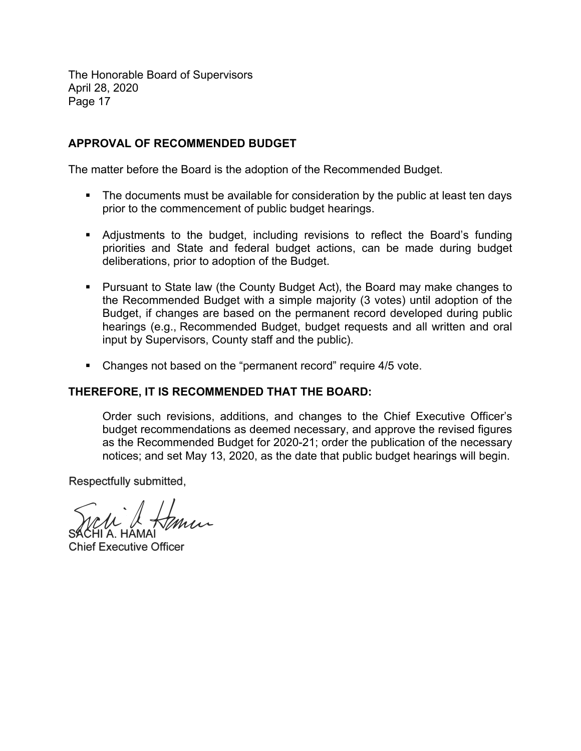## APPROVAL OF RECOMMENDED BUDGET

The matter before the Board is the adoption of the Recommended Budget.

- The documents must be available for consideration by the public at least ten days prior to the commencement of public budget hearings.
- Adjustments to the budget, including revisions to reflect the Board's funding priorities and State and federal budget actions, can be made during budget deliberations, prior to adoption of the Budget.
- Pursuant to State law (the County Budget Act), the Board may make changes to the Recommended Budget with a simple majority (3 votes) until adoption of the Budget, if changes are based on the permanent record developed during public hearings (e.g., Recommended Budget, budget requests and all written and oral input by Supervisors, County staff and the public).
- Changes not based on the "permanent record" require 4/5 vote.

## THEREFORE, IT IS RECOMMENDED THAT THE BOARD:

Order such revisions, additions, and changes to the Chief Executive Officer's budget recommendations as deemed necessary, and approve the revised figures as the Recommended Budget for 2020-21; order the publication of the necessary notices; and set May 13, 2020, as the date that public budget hearings will begin.

Respectfully submitted,

SACHI A. HAMAI
Chief Executive Officer